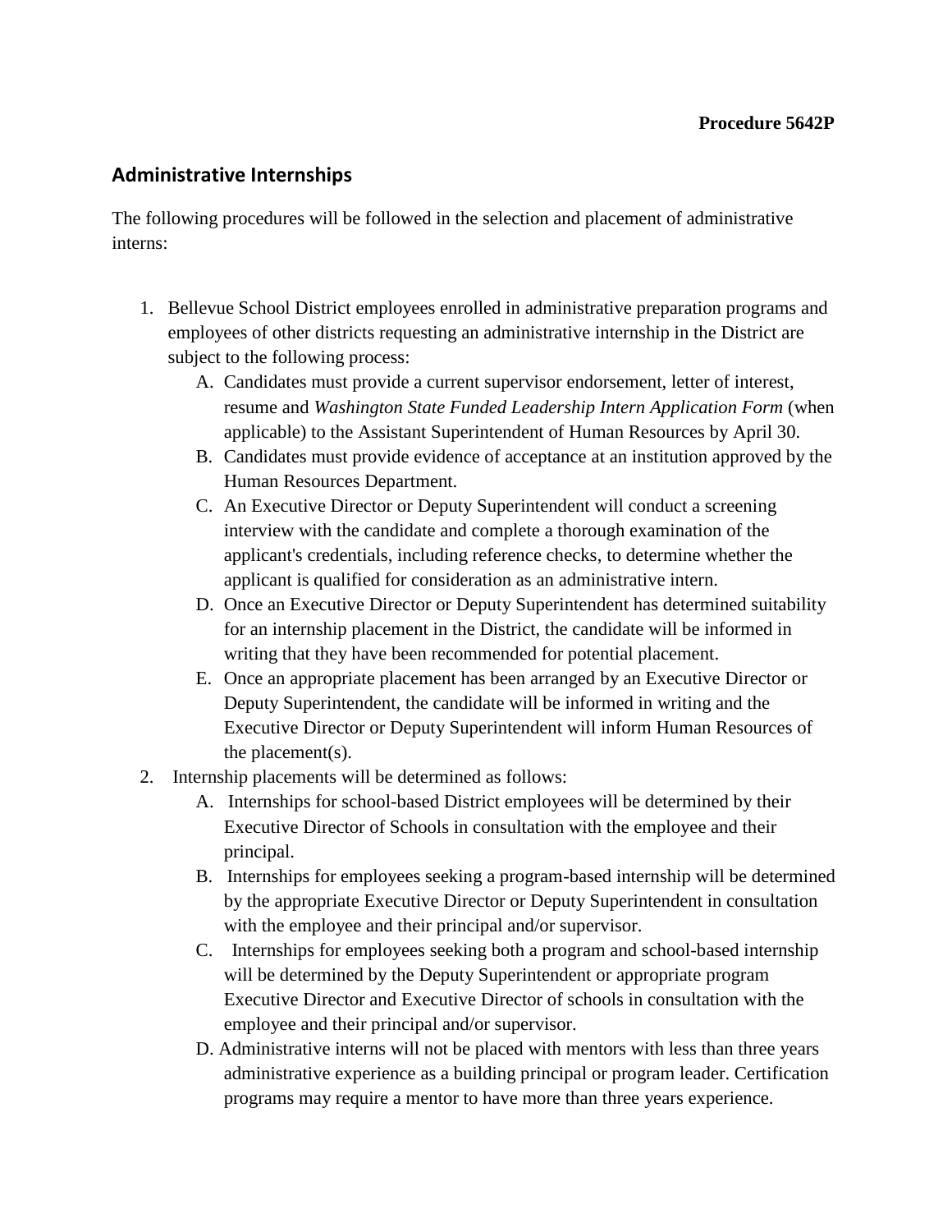**Procedure 5642P**

## Administrative Internships

The following procedures will be followed in the selection and placement of administrative interns:

1. Bellevue School District employees enrolled in administrative preparation programs and employees of other districts requesting an administrative internship in the District are subject to the following process:
    A. Candidates must provide a current supervisor endorsement, letter of interest, resume and *Washington State Funded Leadership Intern Application Form* (when applicable) to the Assistant Superintendent of Human Resources by April 30.
    B. Candidates must provide evidence of acceptance at an institution approved by the Human Resources Department.
    C. An Executive Director or Deputy Superintendent will conduct a screening interview with the candidate and complete a thorough examination of the applicant's credentials, including reference checks, to determine whether the applicant is qualified for consideration as an administrative intern.
    D. Once an Executive Director or Deputy Superintendent has determined suitability for an internship placement in the District, the candidate will be informed in writing that they have been recommended for potential placement.
    E. Once an appropriate placement has been arranged by an Executive Director or Deputy Superintendent, the candidate will be informed in writing and the Executive Director or Deputy Superintendent will inform Human Resources of the placement(s).
2. Internship placements will be determined as follows:
    A. Internships for school-based District employees will be determined by their Executive Director of Schools in consultation with the employee and their principal.
    B. Internships for employees seeking a program-based internship will be determined by the appropriate Executive Director or Deputy Superintendent in consultation with the employee and their principal and/or supervisor.
    C. Internships for employees seeking both a program and school-based internship will be determined by the Deputy Superintendent or appropriate program Executive Director and Executive Director of schools in consultation with the employee and their principal and/or supervisor.
    D. Administrative interns will not be placed with mentors with less than three years administrative experience as a building principal or program leader. Certification programs may require a mentor to have more than three years experience.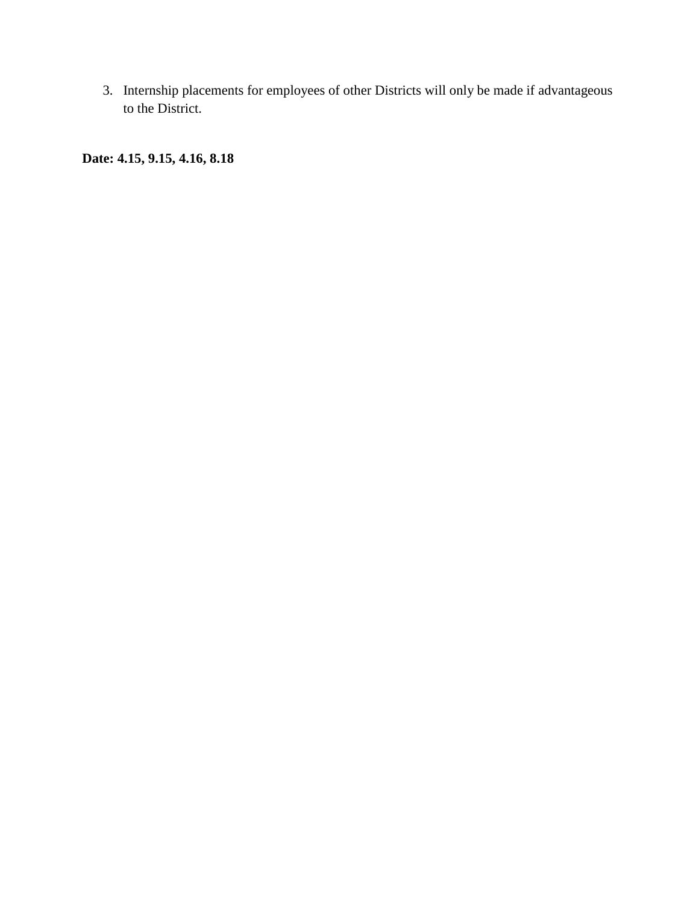3. Internship placements for employees of other Districts will only be made if advantageous to the District.

**Date: 4.15, 9.15, 4.16, 8.18**